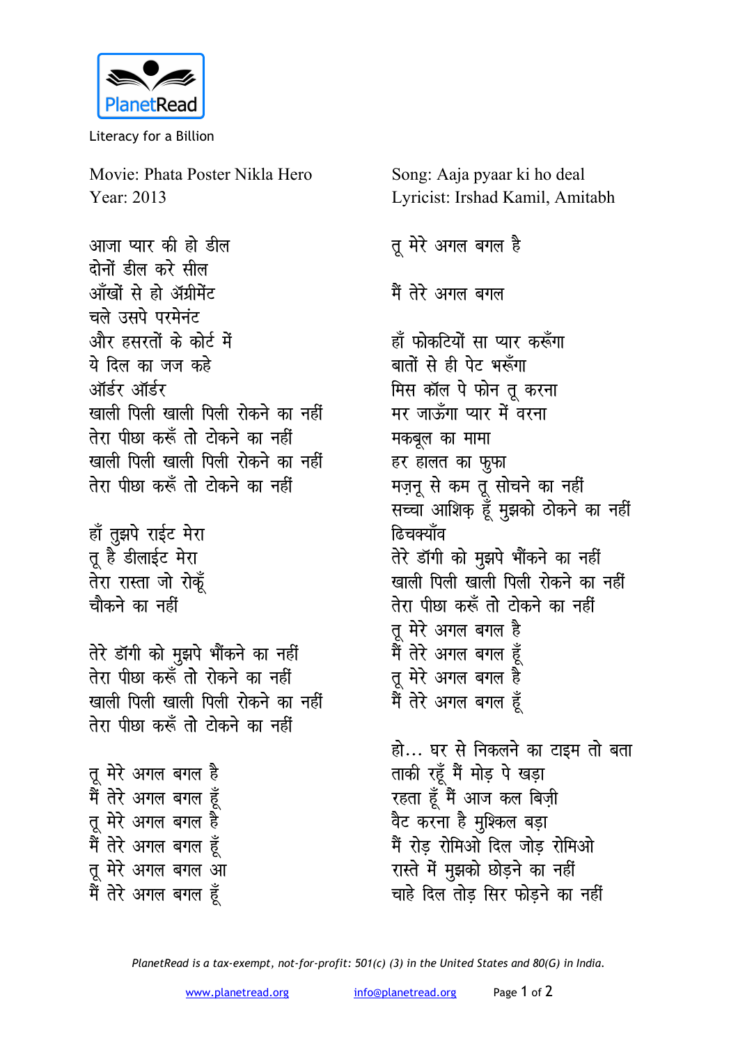PlanetRead

Literacy for a Billion

Movie: Phata Poster Nikla Hero
Year: 2013

Song: Aaja pyaar ki ho deal
Lyricist: Irshad Kamil, Amitabh

आजा प्यार की हो डील
दोनों डील करे सील
आँखों से हो ॲग्रीमेंट
चले उसपे परमेनंट
और हसरतों के कोर्ट में
ये दिल का जज कहे
ऑर्डर ऑर्डर
खाली पिली खाली पिली रोकने का नहीं
तेरा पीछा करूँ तो टोकने का नहीं
खाली पिली खाली पिली रोकने का नहीं
तेरा पीछा करूँ तो टोकने का नहीं

हाँ तुझपे राईट मेरा
तू है डीलाईट मेरा
तेरा रास्ता जो रोकूँ
चौकने का नहीं

तेरे डॉगी को मुझपे भौंकने का नहीं
तेरा पीछा करूँ तो रोकने का नहीं
खाली पिली खाली पिली रोकने का नहीं
तेरा पीछा करूँ तो टोकने का नहीं

तू मेरे अगल बगल है
मैं तेरे अगल बगल हूँ
तू मेरे अगल बगल है
मैं तेरे अगल बगल हूँ
तू मेरे अगल बगल आ
मैं तेरे अगल बगल हूँ

तू मेरे अगल बगल है

मैं तेरे अगल बगल

हाँ फोकटियों सा प्यार करूँगा
बातों से ही पेट भरूँगा
मिस कॉल पे फोन तू करना
मर जाऊँगा प्यार में वरना
मकबूल का मामा
हर हालत का फुफा
मज़नू से कम तू सोचने का नहीं
सच्चा आशिक़ हूँ मुझको ठोकने का नहीं
ढिचक्याँव
तेरे डॉगी को मुझपे भौंकने का नहीं
खाली पिली खाली पिली रोकने का नहीं
तेरा पीछा करूँ तो टोकने का नहीं
तू मेरे अगल बगल है
मैं तेरे अगल बगल हूँ
तू मेरे अगल बगल है
मैं तेरे अगल बगल हूँ

हो... घर से निकलने का टाइम तो बता
ताकी रहूँ मैं मोड़ पे खड़ा
रहता हूँ मैं आज कल बिज़ी
वैट करना है मुश्किल बड़ा
मैं रोड़ रोमिओ दिल जोड़ रोमिओ
रास्ते में मुझको छोड़ने का नहीं
चाहे दिल तोड़ सिर फोड़ने का नहीं

*PlanetRead is a tax-exempt, not-for-profit: 501(c) (3) in the United States and 80(G) in India.*

www.planetread.org    info@planetread.org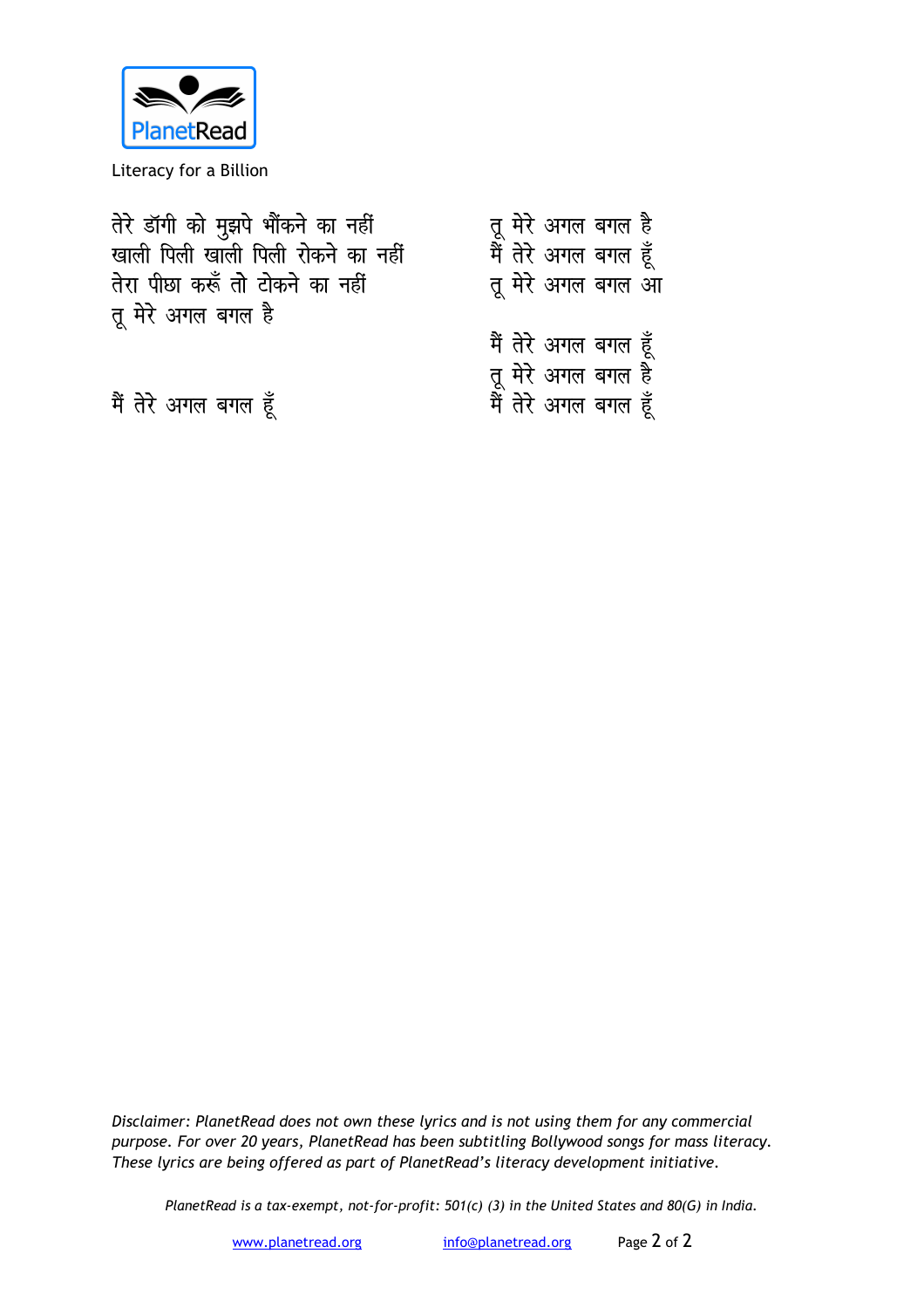PlanetRead

Literacy for a Billion

तेरे डॉगी को मुझपे भौंकने का नहीं
खाली पिली खाली पिली रोकने का नहीं
तेरा पीछा करूँ तो टोकने का नहीं
तू मेरे अगल बगल है

मैं तेरे अगल बगल हूँ

तू मेरे अगल बगल है
मैं तेरे अगल बगल हूँ
तू मेरे अगल बगल आ

मैं तेरे अगल बगल हूँ
तू मेरे अगल बगल है
मैं तेरे अगल बगल हूँ

*Disclaimer: PlanetRead does not own these lyrics and is not using them for any commercial purpose. For over 20 years, PlanetRead has been subtitling Bollywood songs for mass literacy. These lyrics are being offered as part of PlanetRead's literacy development initiative.*

*PlanetRead is a tax-exempt, not-for-profit: 501(c) (3) in the United States and 80(G) in India.*

www.planetread.org info@planetread.org